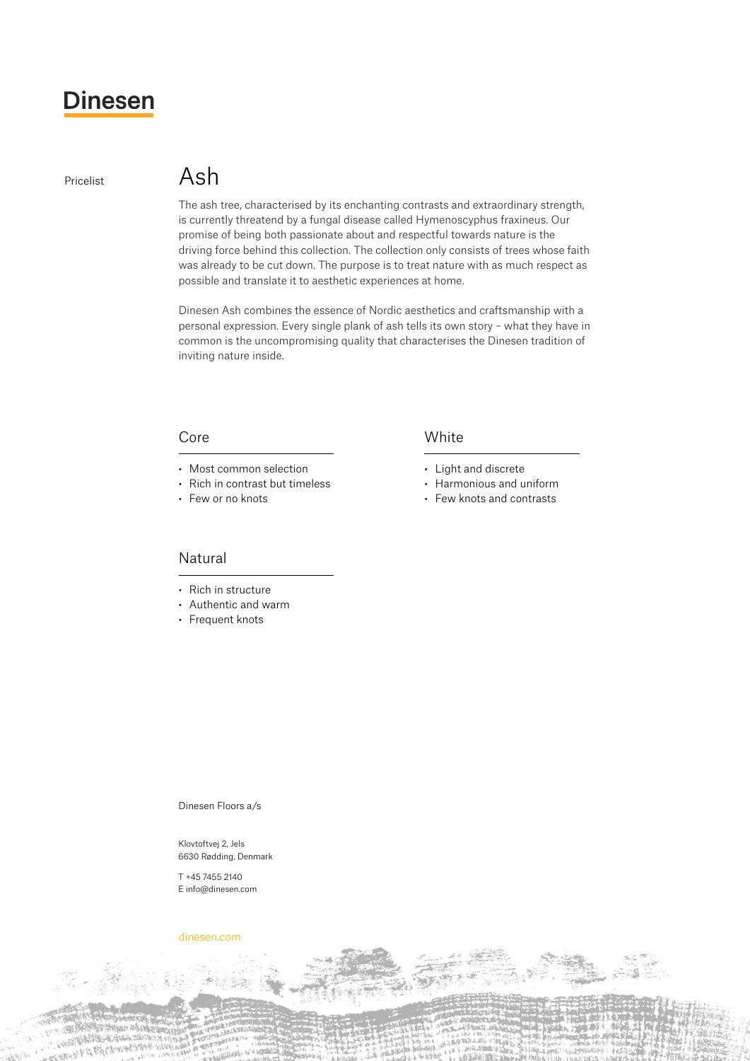Dinesen

Pricelist

# Ash

The ash tree, characterised by its enchanting contrasts and extraordinary strength, is currently threatend by a fungal disease called Hymenoscyphus fraxineus. Our promise of being both passionate about and respectful towards nature is the driving force behind this collection. The collection only consists of trees whose faith was already to be cut down. The purpose is to treat nature with as much respect as possible and translate it to aesthetic experiences at home.

Dinesen Ash combines the essence of Nordic aesthetics and craftsmanship with a personal expression. Every single plank of ash tells its own story – what they have in common is the uncompromising quality that characterises the Dinesen tradition of inviting nature inside.

## Core

- Most common selection
- Rich in contrast but timeless
- Few or no knots

## White

- Light and discrete
- Harmonious and uniform
- Few knots and contrasts

## Natural

- Rich in structure
- Authentic and warm
- Frequent knots

Dinesen Floors a/s

Klovtoftvej 2, Jels
6630 Rødding, Denmark

T +45 7455 2140
E info@dinesen.com

dinesen.com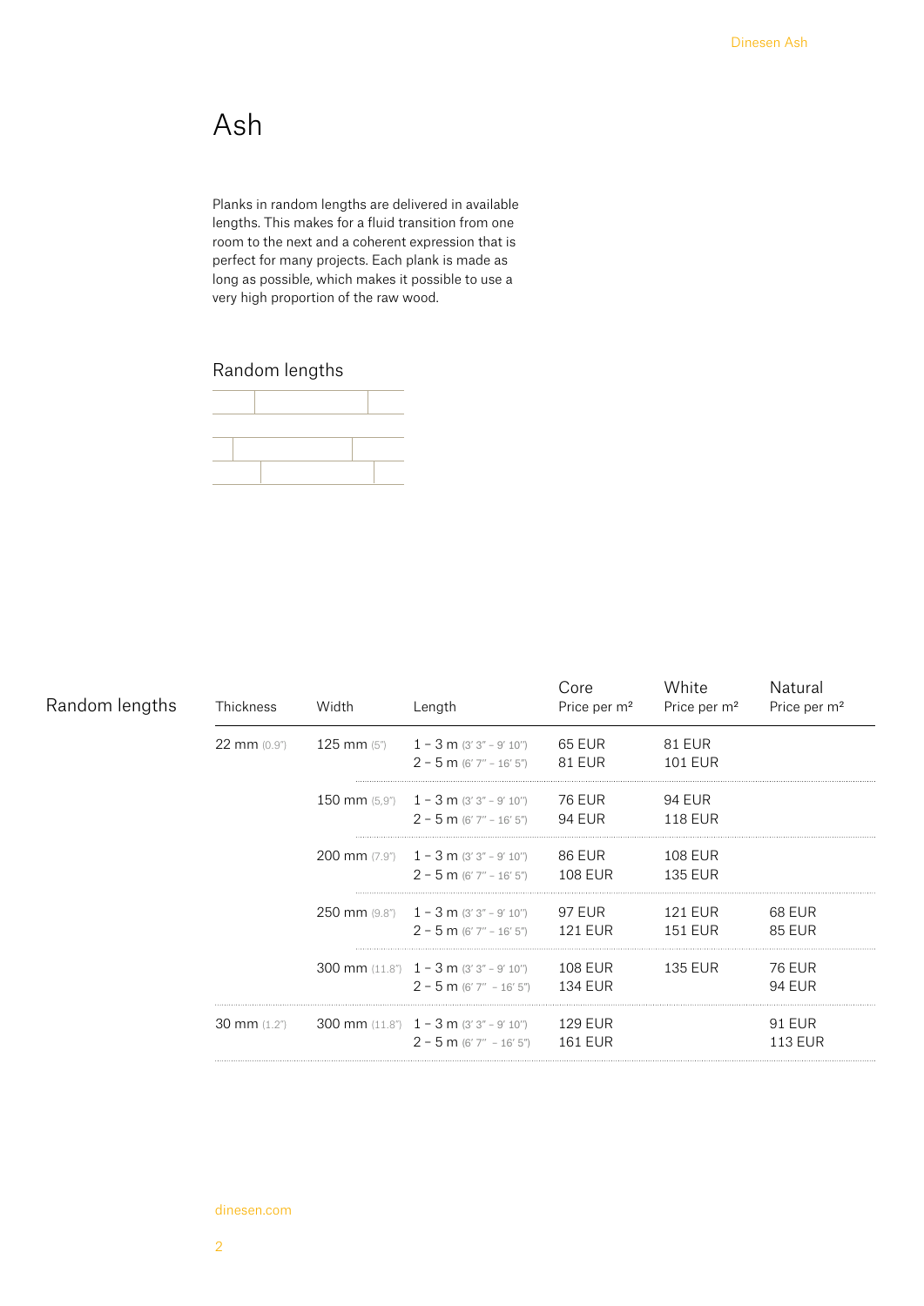# Ash

Planks in random lengths are delivered in available lengths. This makes for a fluid transition from one room to the next and a coherent expression that is perfect for many projects. Each plank is made as long as possible, which makes it possible to use a very high proportion of the raw wood.

## Random lengths

## Random lengths

| Thickness | Width | Length | Core Price per m² | White Price per m² | Natural Price per m² |
|---|---|---|---|---|---|
| 22 mm (0.9") | 125 mm (5") | 1 – 3 m (3' 3" – 9' 10") | 65 EUR | 81 EUR | |
| | | 2 – 5 m (6' 7" – 16' 5") | 81 EUR | 101 EUR | |
| | 150 mm (5,9") | 1 – 3 m (3' 3" – 9' 10") | 76 EUR | 94 EUR | |
| | | 2 – 5 m (6' 7" – 16' 5") | 94 EUR | 118 EUR | |
| | 200 mm (7.9") | 1 – 3 m (3' 3" – 9' 10") | 86 EUR | 108 EUR | |
| | | 2 – 5 m (6' 7" – 16' 5") | 108 EUR | 135 EUR | |
| | 250 mm (9.8") | 1 – 3 m (3' 3" – 9' 10") | 97 EUR | 121 EUR | 68 EUR |
| | | 2 – 5 m (6' 7" – 16' 5") | 121 EUR | 151 EUR | 85 EUR |
| | 300 mm (11.8") | 1 – 3 m (3' 3" – 9' 10") | 108 EUR | 135 EUR | 76 EUR |
| | | 2 – 5 m (6' 7" – 16' 5") | 134 EUR | | 94 EUR |
| 30 mm (1.2") | 300 mm (11.8") | 1 – 3 m (3' 3" – 9' 10") | 129 EUR | | 91 EUR |
| | | 2 – 5 m (6' 7" – 16' 5") | 161 EUR | | 113 EUR |

dinesen.com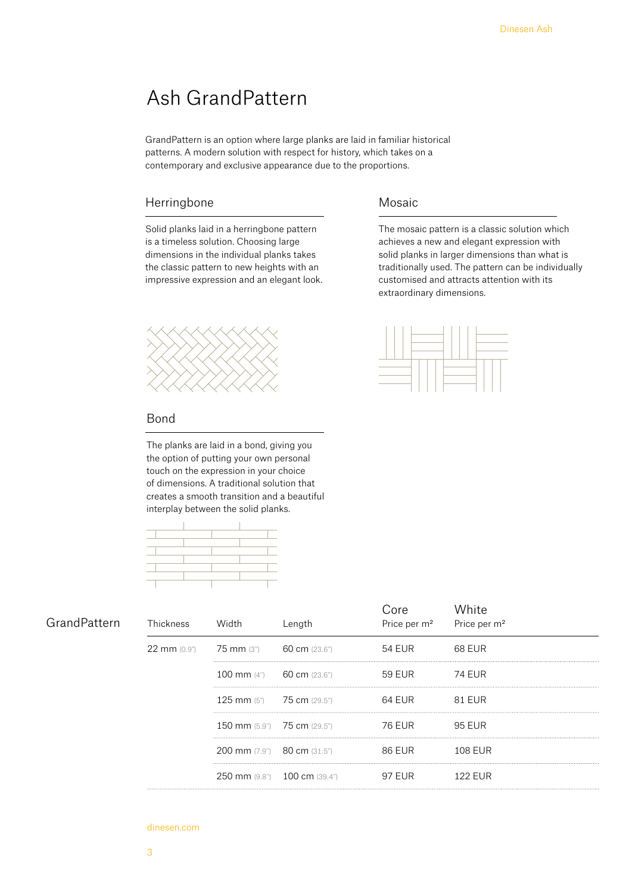# Ash GrandPattern

GrandPattern is an option where large planks are laid in familiar historical patterns. A modern solution with respect for history, which takes on a contemporary and exclusive appearance due to the proportions.

## Herringbone

Solid planks laid in a herringbone pattern is a timeless solution. Choosing large dimensions in the individual planks takes the classic pattern to new heights with an impressive expression and an elegant look.

## Mosaic

The mosaic pattern is a classic solution which achieves a new and elegant expression with solid planks in larger dimensions than what is traditionally used. The pattern can be individually customised and attracts attention with its extraordinary dimensions.

## Bond

The planks are laid in a bond, giving you the option of putting your own personal touch on the expression in your choice of dimensions. A traditional solution that creates a smooth transition and a beautiful interplay between the solid planks.

## GrandPattern

| Thickness | Width | Length | Core Price per m² | White Price per m² |
|---|---|---|---|---|
| 22 mm (0.9") | 75 mm (3") | 60 cm (23.6") | 54 EUR | 68 EUR |
| | 100 mm (4") | 60 cm (23.6") | 59 EUR | 74 EUR |
| | 125 mm (5") | 75 cm (29.5") | 64 EUR | 81 EUR |
| | 150 mm (5.9") | 75 cm (29.5") | 76 EUR | 95 EUR |
| | 200 mm (7.9") | 80 cm (31.5") | 86 EUR | 108 EUR |
| | 250 mm (9.8") | 100 cm (39.4") | 97 EUR | 122 EUR |

dinesen.com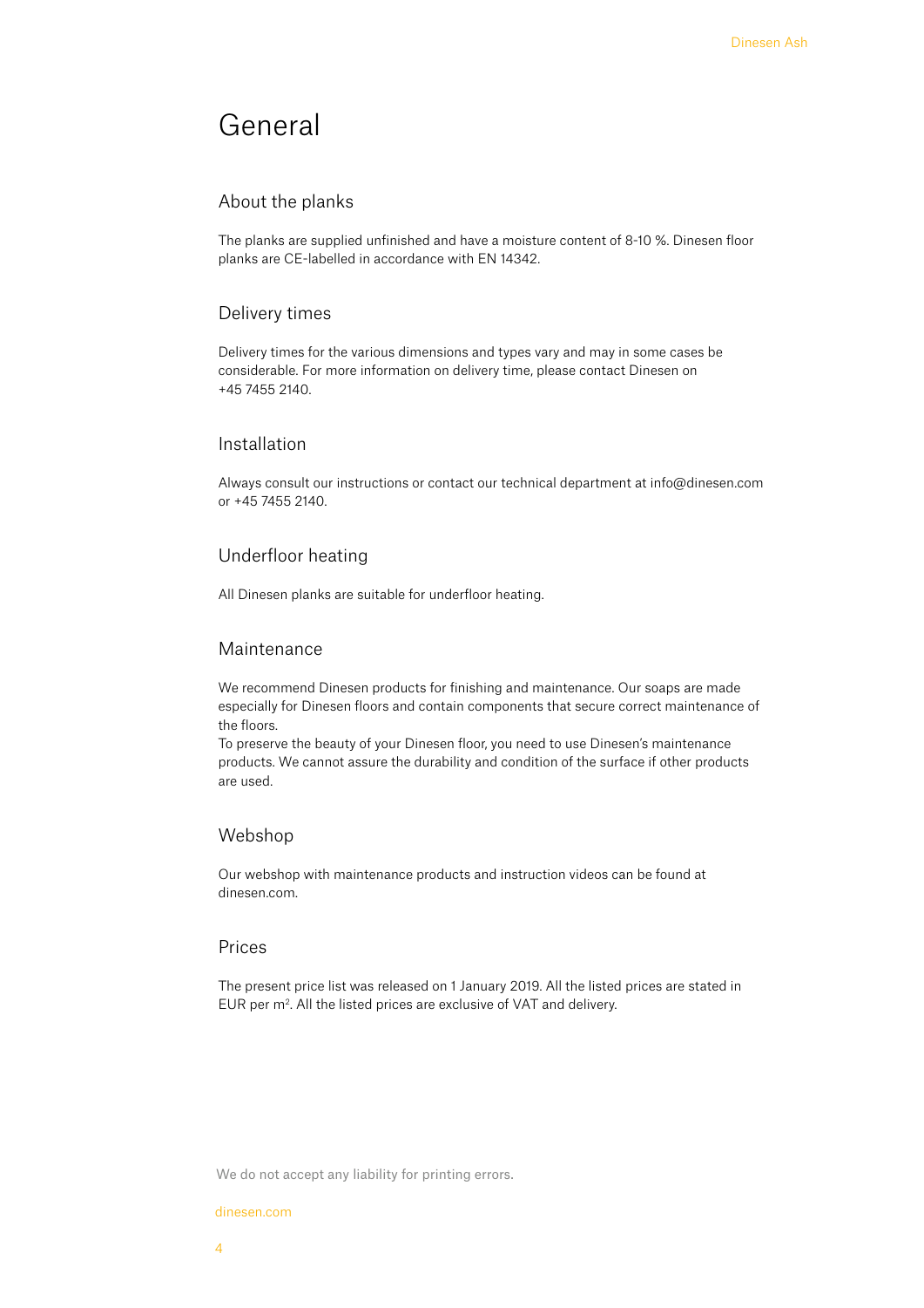# General

## About the planks

The planks are supplied unfinished and have a moisture content of 8-10 %. Dinesen floor planks are CE-labelled in accordance with EN 14342.

## Delivery times

Delivery times for the various dimensions and types vary and may in some cases be considerable. For more information on delivery time, please contact Dinesen on +45 7455 2140.

## Installation

Always consult our instructions or contact our technical department at info@dinesen.com or +45 7455 2140.

## Underfloor heating

All Dinesen planks are suitable for underfloor heating.

## Maintenance

We recommend Dinesen products for finishing and maintenance. Our soaps are made especially for Dinesen floors and contain components that secure correct maintenance of the floors.
To preserve the beauty of your Dinesen floor, you need to use Dinesen's maintenance products. We cannot assure the durability and condition of the surface if other products are used.

## Webshop

Our webshop with maintenance products and instruction videos can be found at dinesen.com.

## Prices

The present price list was released on 1 January 2019. All the listed prices are stated in EUR per $m^2$. All the listed prices are exclusive of VAT and delivery.

We do not accept any liability for printing errors.

dinesen.com